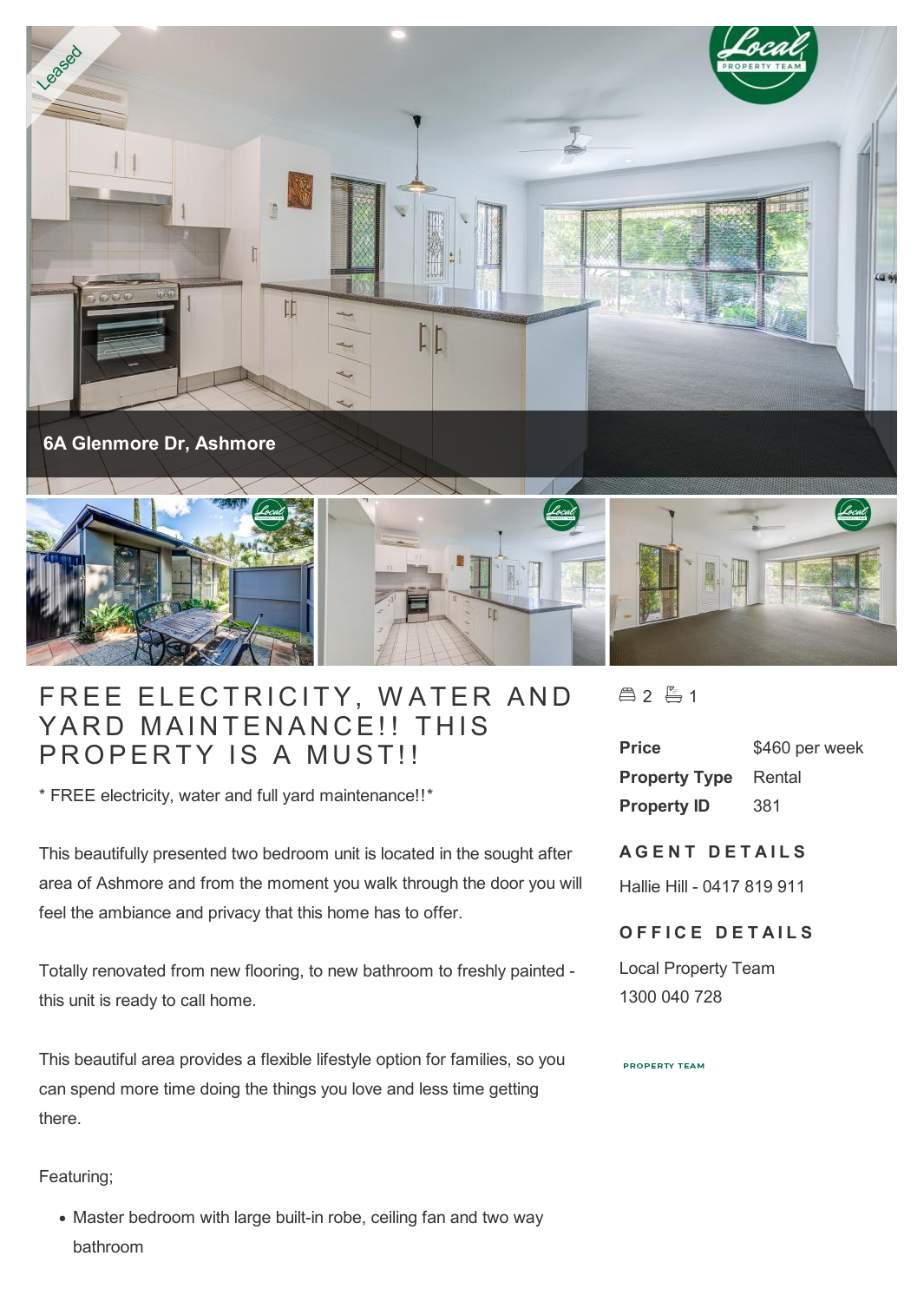6A Glenmore Dr, Ashmore

# FREE ELECTRICITY, WATER AND YARD MAINTENANCE!! THIS PROPERTY IS A MUST!!

* FREE electricity, water and full yard maintenance!!*

This beautifully presented two bedroom unit is located in the sought after area of Ashmore and from the moment you walk through the door you will feel the ambiance and privacy that this home has to offer.

Totally renovated from new flooring, to new bathroom to freshly painted - this unit is ready to call home.

This beautiful area provides a flexible lifestyle option for families, so you can spend more time doing the things you love and less time getting there.

Featuring;

- Master bedroom with large built-in robe, ceiling fan and two way bathroom

2 1

| | |
|---|---|
| **Price** | $460 per week |
| **Property Type** | Rental |
| **Property ID** | 381 |

## AGENT DETAILS

Hallie Hill - 0417 819 911

## OFFICE DETAILS

Local Property Team
1300 040 728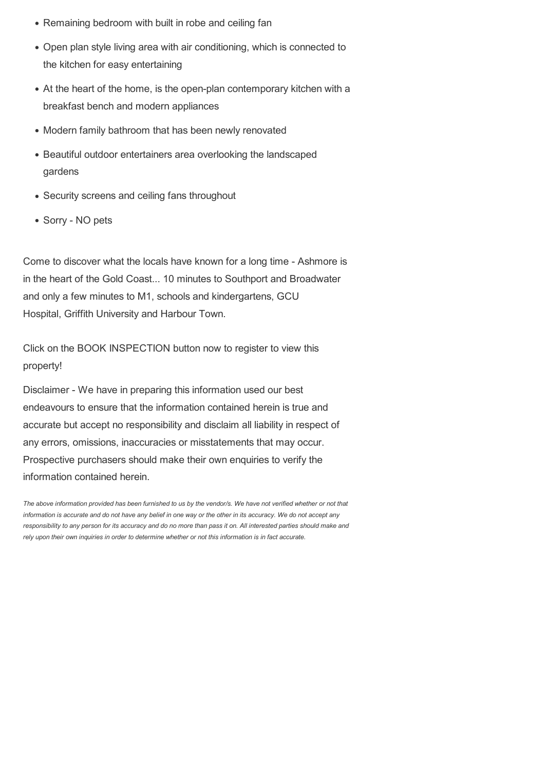- Remaining bedroom with built in robe and ceiling fan
- Open plan style living area with air conditioning, which is connected to the kitchen for easy entertaining
- At the heart of the home, is the open-plan contemporary kitchen with a breakfast bench and modern appliances
- Modern family bathroom that has been newly renovated
- Beautiful outdoor entertainers area overlooking the landscaped gardens
- Security screens and ceiling fans throughout
- Sorry - NO pets

Come to discover what the locals have known for a long time - Ashmore is in the heart of the Gold Coast... 10 minutes to Southport and Broadwater and only a few minutes to M1, schools and kindergartens, GCU Hospital, Griffith University and Harbour Town.

Click on the BOOK INSPECTION button now to register to view this property!

Disclaimer - We have in preparing this information used our best endeavours to ensure that the information contained herein is true and accurate but accept no responsibility and disclaim all liability in respect of any errors, omissions, inaccuracies or misstatements that may occur. Prospective purchasers should make their own enquiries to verify the information contained herein.

*The above information provided has been furnished to us by the vendor/s. We have not verified whether or not that information is accurate and do not have any belief in one way or the other in its accuracy. We do not accept any responsibility to any person for its accuracy and do no more than pass it on. All interested parties should make and rely upon their own inquiries in order to determine whether or not this information is in fact accurate.*